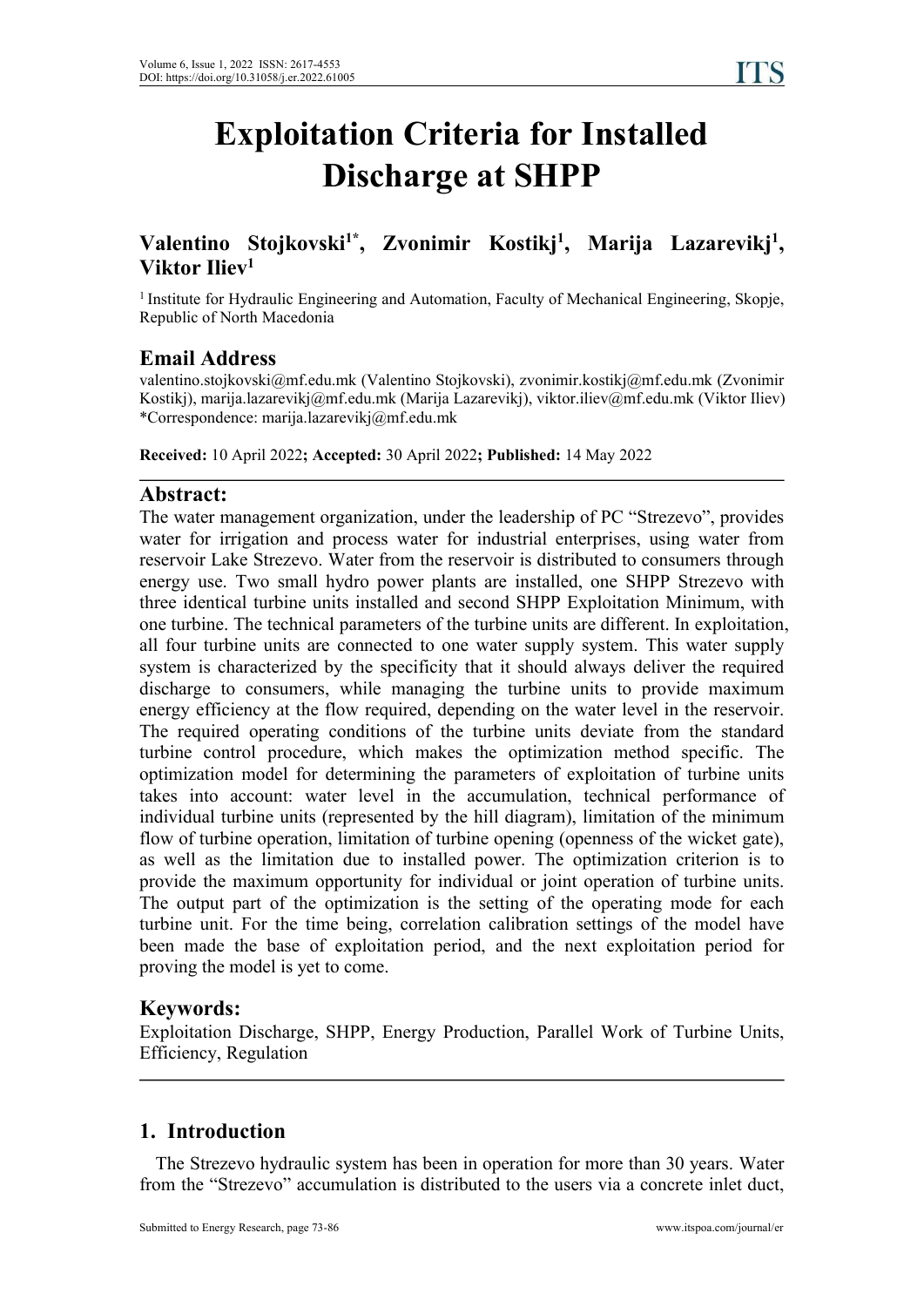# Exploitation Criteria for Installed Discharge at SHPP

**Valentino Stojkovski[1*], Zvonimir Kostikj[1], Marija Lazarevikj[1], Viktor Iliev[1]**

[1] Institute for Hydraulic Engineering and Automation, Faculty of Mechanical Engineering, Skopje, Republic of North Macedonia

## Email Address

valentino.stojkovski@mf.edu.mk (Valentino Stojkovski), zvonimir.kostikj@mf.edu.mk (Zvonimir Kostikj), marija.lazarevikj@mf.edu.mk (Marija Lazarevikj), viktor.iliev@mf.edu.mk (Viktor Iliev)
*Correspondence: marija.lazarevikj@mf.edu.mk

**Received:** 10 April 2022**; Accepted:** 30 April 2022**; Published:** 14 May 2022

## Abstract:

The water management organization, under the leadership of PC "Strezevo", provides water for irrigation and process water for industrial enterprises, using water from reservoir Lake Strezevo. Water from the reservoir is distributed to consumers through energy use. Two small hydro power plants are installed, one SHPP Strezevo with three identical turbine units installed and second SHPP Exploitation Minimum, with one turbine. The technical parameters of the turbine units are different. In exploitation, all four turbine units are connected to one water supply system. This water supply system is characterized by the specificity that it should always deliver the required discharge to consumers, while managing the turbine units to provide maximum energy efficiency at the flow required, depending on the water level in the reservoir. The required operating conditions of the turbine units deviate from the standard turbine control procedure, which makes the optimization method specific. The optimization model for determining the parameters of exploitation of turbine units takes into account: water level in the accumulation, technical performance of individual turbine units (represented by the hill diagram), limitation of the minimum flow of turbine operation, limitation of turbine opening (openness of the wicket gate), as well as the limitation due to installed power. The optimization criterion is to provide the maximum opportunity for individual or joint operation of turbine units. The output part of the optimization is the setting of the operating mode for each turbine unit. For the time being, correlation calibration settings of the model have been made the base of exploitation period, and the next exploitation period for proving the model is yet to come.

## Keywords:

Exploitation Discharge, SHPP, Energy Production, Parallel Work of Turbine Units, Efficiency, Regulation

## 1. Introduction

The Strezevo hydraulic system has been in operation for more than 30 years. Water from the "Strezevo" accumulation is distributed to the users via a concrete inlet duct,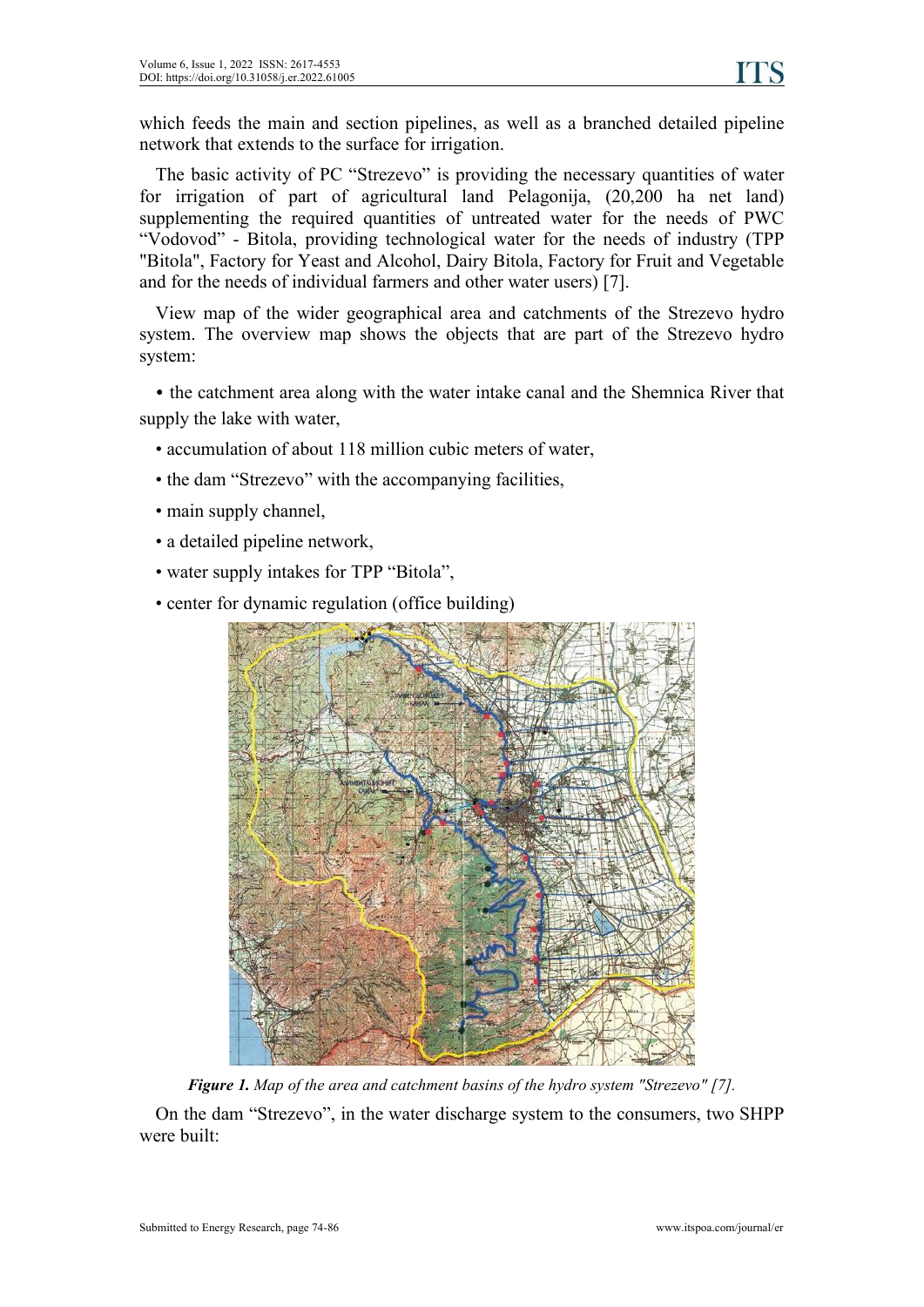which feeds the main and section pipelines, as well as a branched detailed pipeline network that extends to the surface for irrigation.

The basic activity of PC "Strezevo" is providing the necessary quantities of water for irrigation of part of agricultural land Pelagonija, (20,200 ha net land) supplementing the required quantities of untreated water for the needs of PWC "Vodovod" - Bitola, providing technological water for the needs of industry (TPP "Bitola", Factory for Yeast and Alcohol, Dairy Bitola, Factory for Fruit and Vegetable and for the needs of individual farmers and other water users) [7].

View map of the wider geographical area and catchments of the Strezevo hydro system. The overview map shows the objects that are part of the Strezevo hydro system:

- the catchment area along with the water intake canal and the Shemnica River that supply the lake with water,
- accumulation of about 118 million cubic meters of water,
- the dam "Strezevo" with the accompanying facilities,
- main supply channel,
- a detailed pipeline network,
- water supply intakes for TPP "Bitola",
- center for dynamic regulation (office building)

*Figure 1. Map of the area and catchment basins of the hydro system "Strezevo" [7].*

On the dam "Strezevo", in the water discharge system to the consumers, two SHPP were built: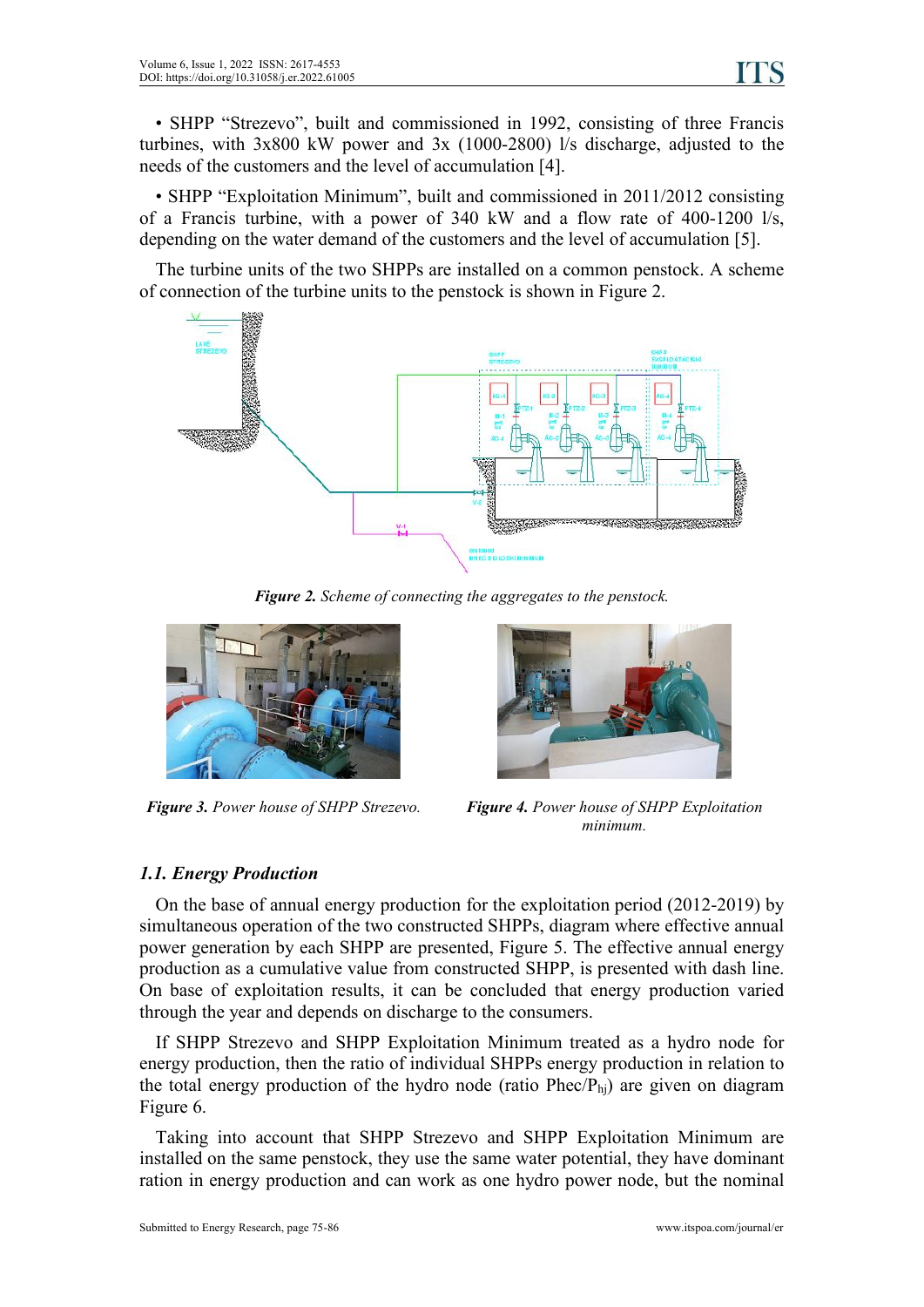• SHPP "Strezevo", built and commissioned in 1992, consisting of three Francis turbines, with 3x800 kW power and 3x (1000-2800) l/s discharge, adjusted to the needs of the customers and the level of accumulation [4].

• SHPP "Exploitation Minimum", built and commissioned in 2011/2012 consisting of a Francis turbine, with a power of 340 kW and a flow rate of 400-1200 l/s, depending on the water demand of the customers and the level of accumulation [5].

The turbine units of the two SHPPs are installed on a common penstock. A scheme of connection of the turbine units to the penstock is shown in Figure 2.

*Figure 2. Scheme of connecting the aggregates to the penstock.*

*Figure 3. Power house of SHPP Strezevo.*

*Figure 4. Power house of SHPP Exploitation minimum.*

### 1.1. Energy Production

On the base of annual energy production for the exploitation period (2012-2019) by simultaneous operation of the two constructed SHPPs, diagram where effective annual power generation by each SHPP are presented, Figure 5. The effective annual energy production as a cumulative value from constructed SHPP, is presented with dash line. On base of exploitation results, it can be concluded that energy production varied through the year and depends on discharge to the consumers.

If SHPP Strezevo and SHPP Exploitation Minimum treated as a hydro node for energy production, then the ratio of individual SHPPs energy production in relation to the total energy production of the hydro node (ratio Phec/$P_{hj}$) are given on diagram Figure 6.

Taking into account that SHPP Strezevo and SHPP Exploitation Minimum are installed on the same penstock, they use the same water potential, they have dominant ration in energy production and can work as one hydro power node, but the nominal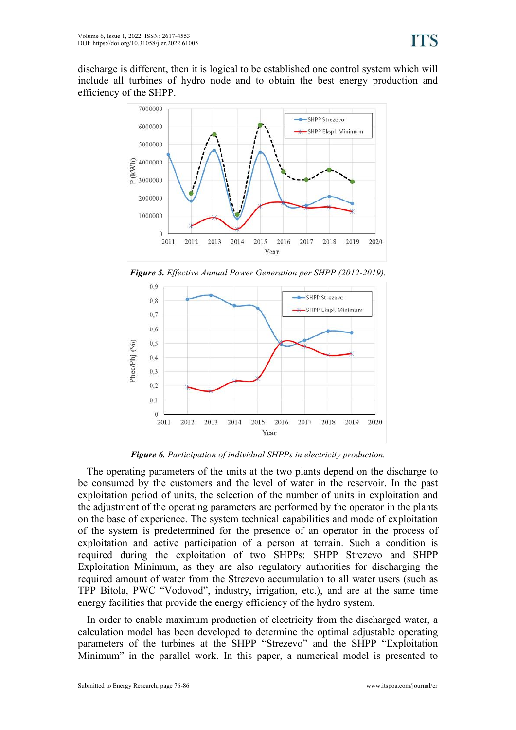discharge is different, then it is logical to be established one control system which will include all turbines of hydro node and to obtain the best energy production and efficiency of the SHPP.

7000000
6000000
5000000
4000000
3000000
2000000
1000000
0
P (kWh)
2011 2012 2013 2014 2015 2016 2017 2018 2019 2020
Year
SHPP Strezevo
SHPP Ekspl. Minimum

***Figure 5.*** *Effective Annual Power Generation per SHPP (2012-2019).*

0,9
0,8
0,7
0,6
0,5
0,4
0,3
0,2
0,1
0
Phec/Phj (%)
2011 2012 2013 2014 2015 2016 2017 2018 2019 2020
Year
SHPP Strezevo
SHPP Ekspl. Minimum

***Figure 6.*** *Participation of individual SHPPs in electricity production.*

The operating parameters of the units at the two plants depend on the discharge to be consumed by the customers and the level of water in the reservoir. In the past exploitation period of units, the selection of the number of units in exploitation and the adjustment of the operating parameters are performed by the operator in the plants on the base of experience. The system technical capabilities and mode of exploitation of the system is predetermined for the presence of an operator in the process of exploitation and active participation of a person at terrain. Such a condition is required during the exploitation of two SHPPs: SHPP Strezevo and SHPP Exploitation Minimum, as they are also regulatory authorities for discharging the required amount of water from the Strezevo accumulation to all water users (such as TPP Bitola, PWC "Vodovod", industry, irrigation, etc.), and are at the same time energy facilities that provide the energy efficiency of the hydro system.

In order to enable maximum production of electricity from the discharged water, a calculation model has been developed to determine the optimal adjustable operating parameters of the turbines at the SHPP "Strezevo" and the SHPP "Exploitation Minimum" in the parallel work. In this paper, a numerical model is presented to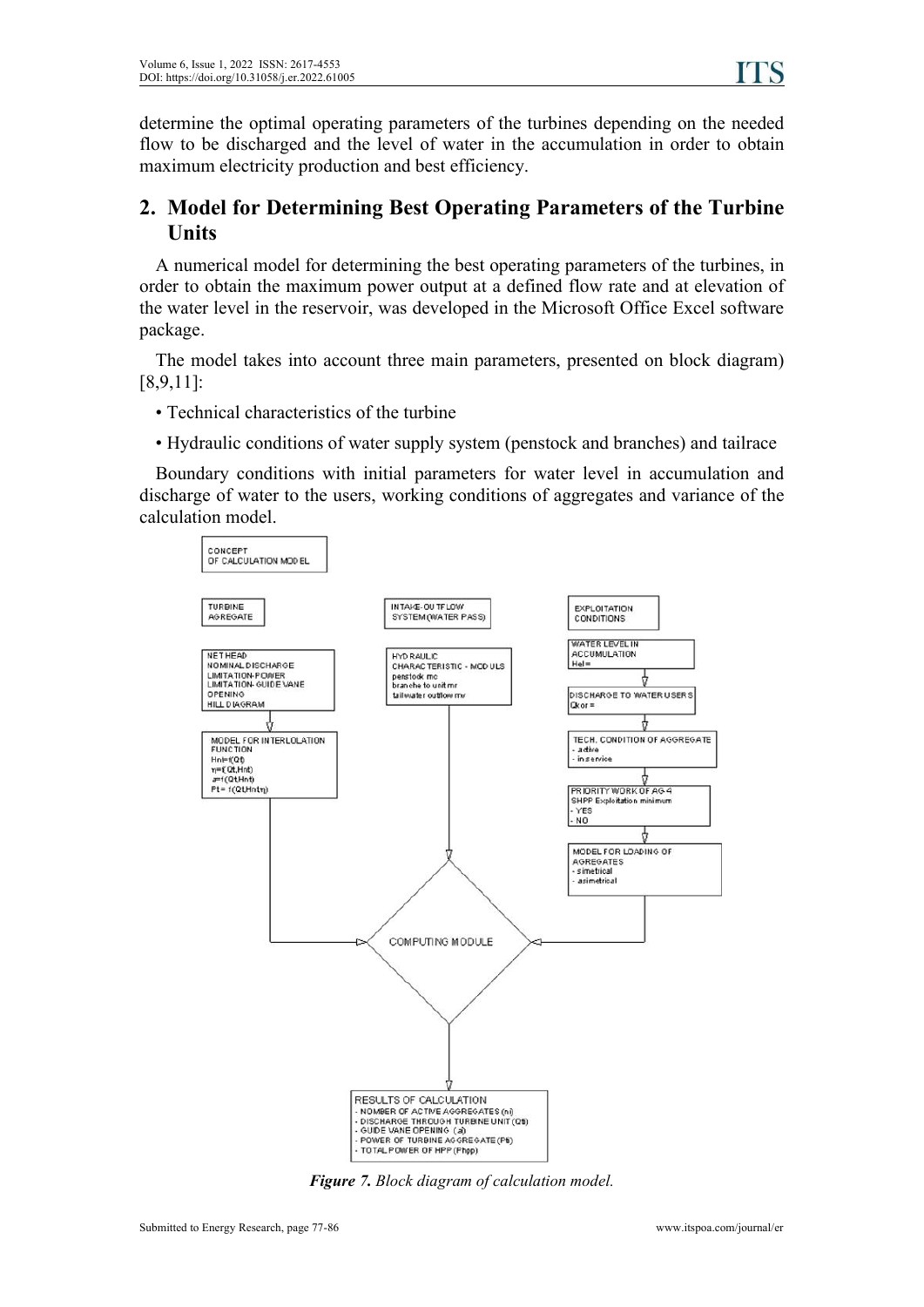determine the optimal operating parameters of the turbines depending on the needed flow to be discharged and the level of water in the accumulation in order to obtain maximum electricity production and best efficiency.

## 2. Model for Determining Best Operating Parameters of the Turbine Units

A numerical model for determining the best operating parameters of the turbines, in order to obtain the maximum power output at a defined flow rate and at elevation of the water level in the reservoir, was developed in the Microsoft Office Excel software package.

The model takes into account three main parameters, presented on block diagram) [8,9,11]:

- Technical characteristics of the turbine
- Hydraulic conditions of water supply system (penstock and branches) and tailrace

Boundary conditions with initial parameters for water level in accumulation and discharge of water to the users, working conditions of aggregates and variance of the calculation model.

CONCEPT
OF CALCULATION MODEL

TURBINE
AGREGATE

NET HEAD
NOMINAL DISCHARGE
LIMITATION-POWER
LIMITATION- GUIDE VANE
OPENING
HILL DIAGRAM

MODEL FOR INTERLOLATION
FUNCTION
Hnt=f(Qt)
η=f(Qt,Hnt)
a=f(Qt,Hnt)
Pt= f(Qt,Hnt,η)

INTAKE-OUTFLOW
SYSTEM(WATER PASS)

HYDRAULIC
CHARACTERISTIC - MODULS
penstock mc
branche to unit mr
tailwater outflow mv

EXPLOITATION
CONDITIONS

WATER LEVEL IN
ACCUMULATION
Hel=

DISCHARGE TO WATER USERS
Qkor =

TECH. CONDITION OF AGGREGATE
- active
- in service

PRIORITY WORK OF AG 4
SHPP Exploitation minimum
- YES
- NO

MODEL FOR LOADING OF
AGREGATES
- simetrical
- asimetrical

COMPUTING MODULE

RESULTS OF CALCULATION
- NOMBER OF ACTIVE AGGREGATES (ni)
- DISCHARGE THROUGH TURBINE UNIT (Qti)
- GUIDE VANE OPENING (ai)
- POWER OF TURBINE AGGREGATE (Pti)
- TOTAL POWER OF HPP (Phpp)

***Figure 7.*** *Block diagram of calculation model.*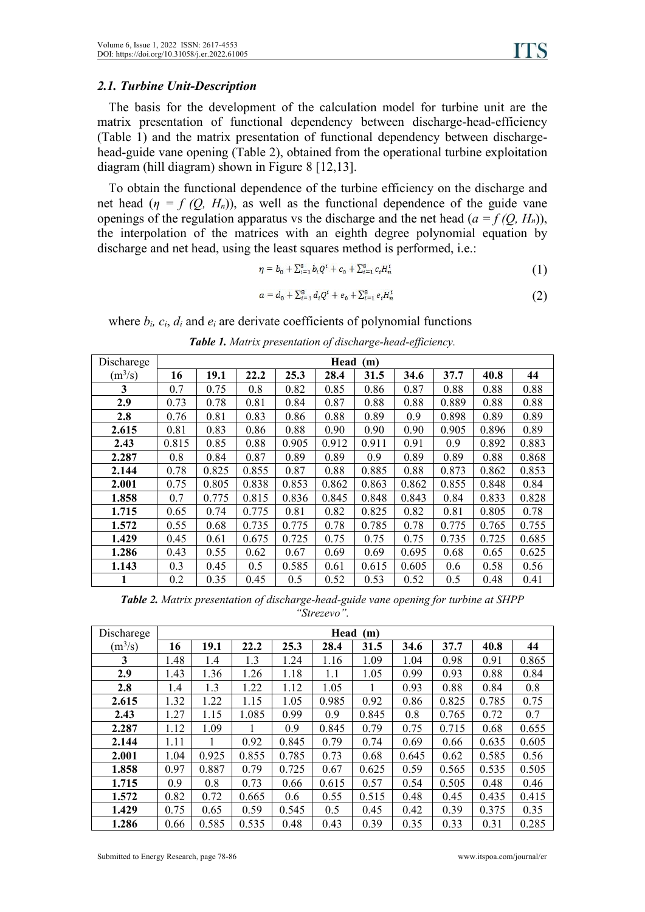### *2.1. Turbine Unit-Description*

The basis for the development of the calculation model for turbine unit are the matrix presentation of functional dependency between discharge-head-efficiency (Table 1) and the matrix presentation of functional dependency between discharge-head-guide vane opening (Table 2), obtained from the operational turbine exploitation diagram (hill diagram) shown in Figure 8 [12,13].

To obtain the functional dependence of the turbine efficiency on the discharge and net head ($\eta = f(Q, H_n)$), as well as the functional dependence of the guide vane openings of the regulation apparatus vs the discharge and the net head ($a = f(Q, H_n)$), the interpolation of the matrices with an eighth degree polynomial equation by discharge and net head, using the least squares method is performed, i.e.:

$$\eta = b_0 + \sum_{i=1}^{8} b_i Q^i + c_0 + \sum_{i=1}^{8} c_i H_n^i \tag{1}$$

$$a = d_0 + \sum_{i=1}^{8} d_i Q^i + e_0 + \sum_{i=1}^{8} e_i H_n^i \tag{2}$$

where $b_i$, $c_i$, $d_i$ and $e_i$ are derivate coefficients of polynomial functions

***Table 1.*** *Matrix presentation of discharge-head-efficiency.*

| Discharege ($m^3/s$) | Head (m) | | | | | | | | | |
|---|---|---|---|---|---|---|---|---|---|---|
| | **16** | **19.1** | **22.2** | **25.3** | **28.4** | **31.5** | **34.6** | **37.7** | **40.8** | **44** |
| **3** | 0.7 | 0.75 | 0.8 | 0.82 | 0.85 | 0.86 | 0.87 | 0.88 | 0.88 | 0.88 |
| **2.9** | 0.73 | 0.78 | 0.81 | 0.84 | 0.87 | 0.88 | 0.88 | 0.889 | 0.88 | 0.88 |
| **2.8** | 0.76 | 0.81 | 0.83 | 0.86 | 0.88 | 0.89 | 0.9 | 0.898 | 0.89 | 0.89 |
| **2.615** | 0.81 | 0.83 | 0.86 | 0.88 | 0.90 | 0.90 | 0.90 | 0.905 | 0.896 | 0.89 |
| **2.43** | 0.815 | 0.85 | 0.88 | 0.905 | 0.912 | 0.911 | 0.91 | 0.9 | 0.892 | 0.883 |
| **2.287** | 0.8 | 0.84 | 0.87 | 0.89 | 0.89 | 0.9 | 0.89 | 0.89 | 0.88 | 0.868 |
| **2.144** | 0.78 | 0.825 | 0.855 | 0.87 | 0.88 | 0.885 | 0.88 | 0.873 | 0.862 | 0.853 |
| **2.001** | 0.75 | 0.805 | 0.838 | 0.853 | 0.862 | 0.863 | 0.862 | 0.855 | 0.848 | 0.84 |
| **1.858** | 0.7 | 0.775 | 0.815 | 0.836 | 0.845 | 0.848 | 0.843 | 0.84 | 0.833 | 0.828 |
| **1.715** | 0.65 | 0.74 | 0.775 | 0.81 | 0.82 | 0.825 | 0.82 | 0.81 | 0.805 | 0.78 |
| **1.572** | 0.55 | 0.68 | 0.735 | 0.775 | 0.78 | 0.785 | 0.78 | 0.775 | 0.765 | 0.755 |
| **1.429** | 0.45 | 0.61 | 0.675 | 0.725 | 0.75 | 0.75 | 0.75 | 0.735 | 0.725 | 0.685 |
| **1.286** | 0.43 | 0.55 | 0.62 | 0.67 | 0.69 | 0.69 | 0.695 | 0.68 | 0.65 | 0.625 |
| **1.143** | 0.3 | 0.45 | 0.5 | 0.585 | 0.61 | 0.615 | 0.605 | 0.6 | 0.58 | 0.56 |
| **1** | 0.2 | 0.35 | 0.45 | 0.5 | 0.52 | 0.53 | 0.52 | 0.5 | 0.48 | 0.41 |

***Table 2.*** *Matrix presentation of discharge-head-guide vane opening for turbine at SHPP "Strezevo".*

| Discharege ($m^3/s$) | Head (m) | | | | | | | | | |
|---|---|---|---|---|---|---|---|---|---|---|
| | **16** | **19.1** | **22.2** | **25.3** | **28.4** | **31.5** | **34.6** | **37.7** | **40.8** | **44** |
| **3** | 1.48 | 1.4 | 1.3 | 1.24 | 1.16 | 1.09 | 1.04 | 0.98 | 0.91 | 0.865 |
| **2.9** | 1.43 | 1.36 | 1.26 | 1.18 | 1.1 | 1.05 | 0.99 | 0.93 | 0.88 | 0.84 |
| **2.8** | 1.4 | 1.3 | 1.22 | 1.12 | 1.05 | 1 | 0.93 | 0.88 | 0.84 | 0.8 |
| **2.615** | 1.32 | 1.22 | 1.15 | 1.05 | 0.985 | 0.92 | 0.86 | 0.825 | 0.785 | 0.75 |
| **2.43** | 1.27 | 1.15 | 1.085 | 0.99 | 0.9 | 0.845 | 0.8 | 0.765 | 0.72 | 0.7 |
| **2.287** | 1.12 | 1.09 | 1 | 0.9 | 0.845 | 0.79 | 0.75 | 0.715 | 0.68 | 0.655 |
| **2.144** | 1.11 | 1 | 0.92 | 0.845 | 0.79 | 0.74 | 0.69 | 0.66 | 0.635 | 0.605 |
| **2.001** | 1.04 | 0.925 | 0.855 | 0.785 | 0.73 | 0.68 | 0.645 | 0.62 | 0.585 | 0.56 |
| **1.858** | 0.97 | 0.887 | 0.79 | 0.725 | 0.67 | 0.625 | 0.59 | 0.565 | 0.535 | 0.505 |
| **1.715** | 0.9 | 0.8 | 0.73 | 0.66 | 0.615 | 0.57 | 0.54 | 0.505 | 0.48 | 0.46 |
| **1.572** | 0.82 | 0.72 | 0.665 | 0.6 | 0.55 | 0.515 | 0.48 | 0.45 | 0.435 | 0.415 |
| **1.429** | 0.75 | 0.65 | 0.59 | 0.545 | 0.5 | 0.45 | 0.42 | 0.39 | 0.375 | 0.35 |
| **1.286** | 0.66 | 0.585 | 0.535 | 0.48 | 0.43 | 0.39 | 0.35 | 0.33 | 0.31 | 0.285 |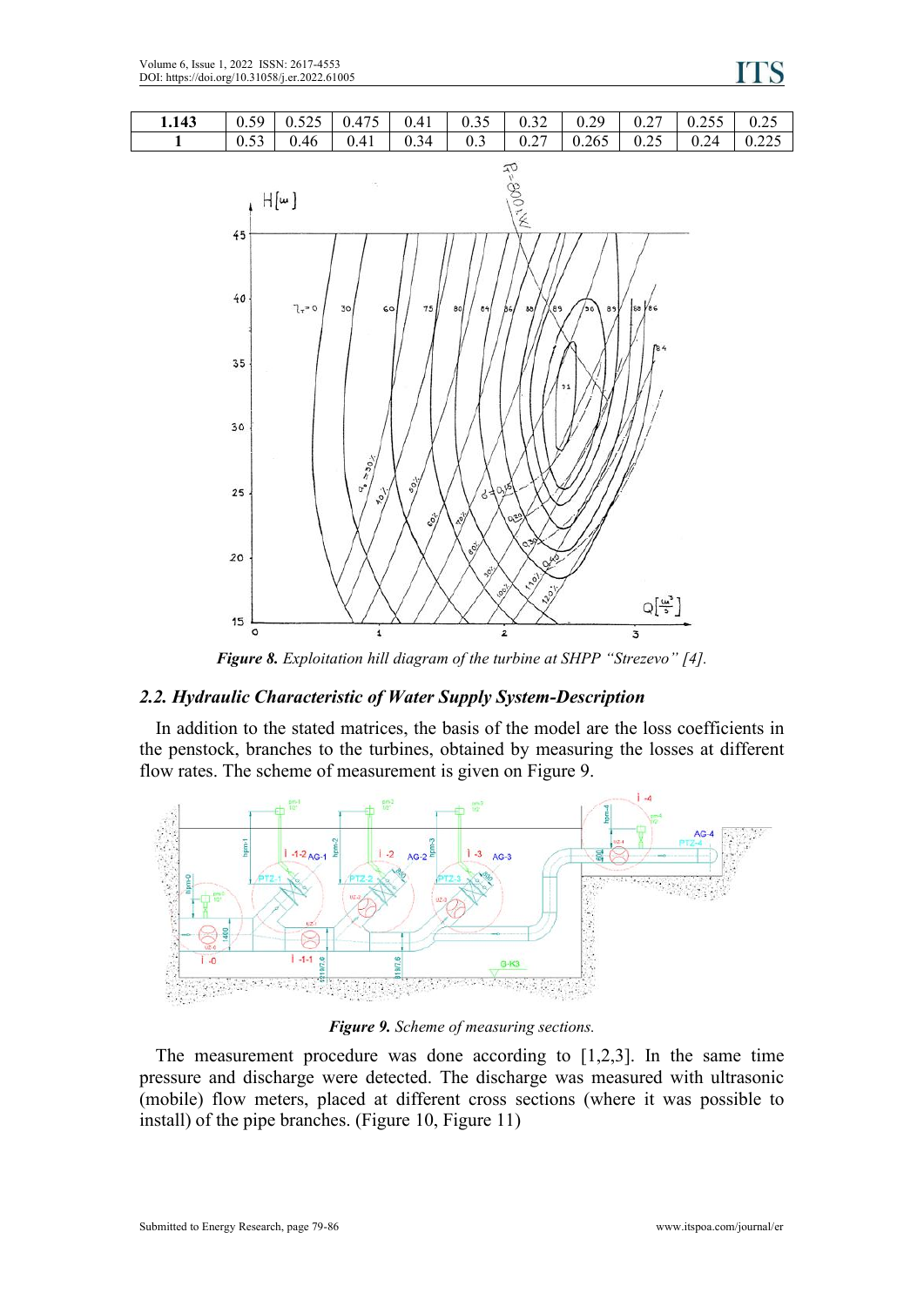| | | | | | | | | | | |
|---|---|---|---|---|---|---|---|---|---|---|
| **1.143** | 0.59 | 0.525 | 0.475 | 0.41 | 0.35 | 0.32 | 0.29 | 0.27 | 0.255 | 0.25 |
| **1** | 0.53 | 0.46 | 0.41 | 0.34 | 0.3 | 0.27 | 0.265 | 0.25 | 0.24 | 0.225 |

*Figure 8. Exploitation hill diagram of the turbine at SHPP "Strezevo" [4].*

### 2.2. Hydraulic Characteristic of Water Supply System-Description

In addition to the stated matrices, the basis of the model are the loss coefficients in the penstock, branches to the turbines, obtained by measuring the losses at different flow rates. The scheme of measurement is given on Figure 9.

*Figure 9. Scheme of measuring sections.*

The measurement procedure was done according to [1,2,3]. In the same time pressure and discharge were detected. The discharge was measured with ultrasonic (mobile) flow meters, placed at different cross sections (where it was possible to install) of the pipe branches. (Figure 10, Figure 11)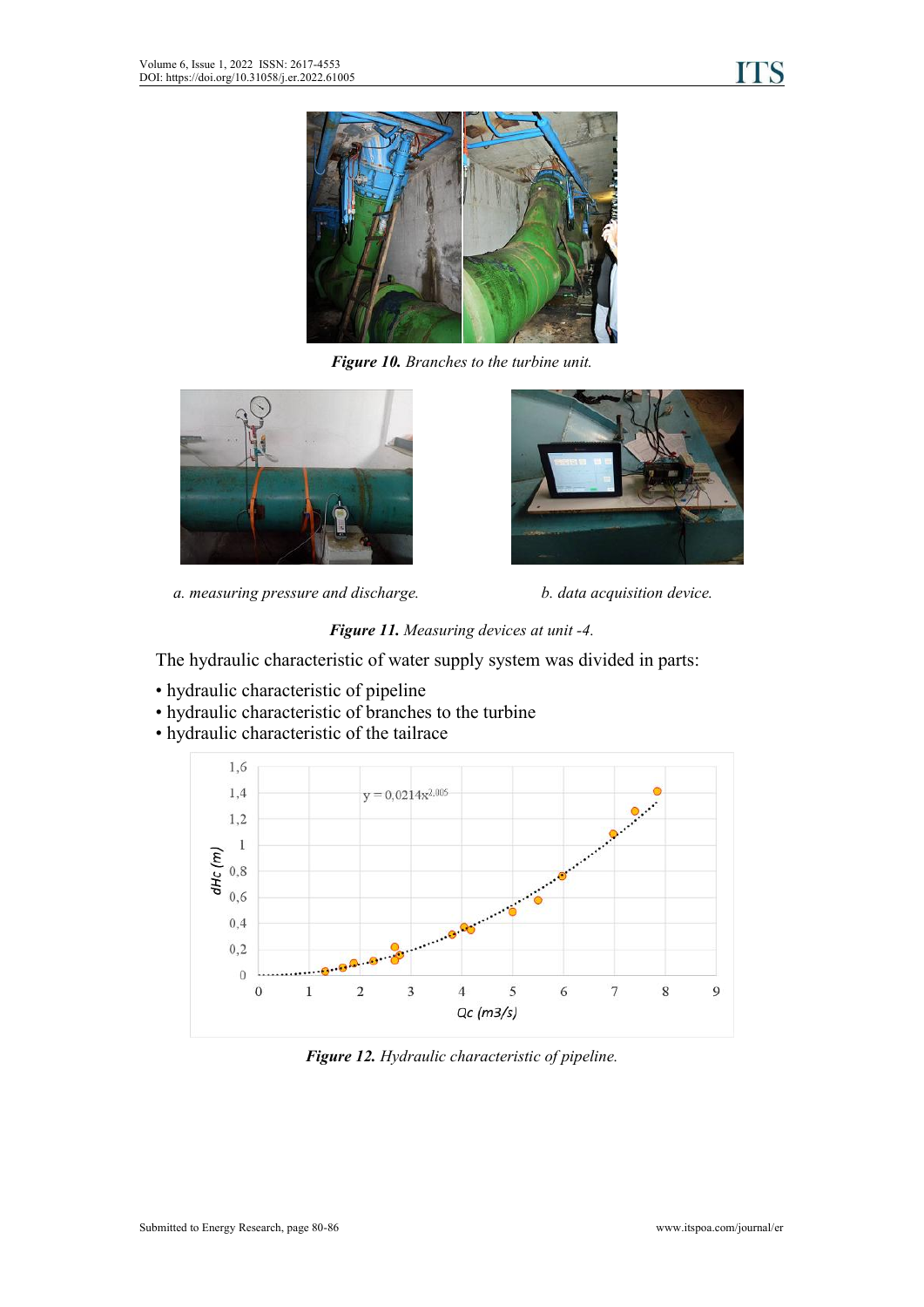*Figure 10.* Branches to the turbine unit.

a. measuring pressure and discharge.

b. data acquisition device.

*Figure 11.* Measuring devices at unit -4.

The hydraulic characteristic of water supply system was divided in parts:

- hydraulic characteristic of pipeline
- hydraulic characteristic of branches to the turbine
- hydraulic characteristic of the tailrace

$y = 0{,}0214x^{2{,}005}$

dHc (m)

1,6
1,4
1,2
1
0,8
0,6
0,4
0,2
0

0 1 2 3 4 5 6 7 8 9

Qc (m3/s)

*Figure 12.* Hydraulic characteristic of pipeline.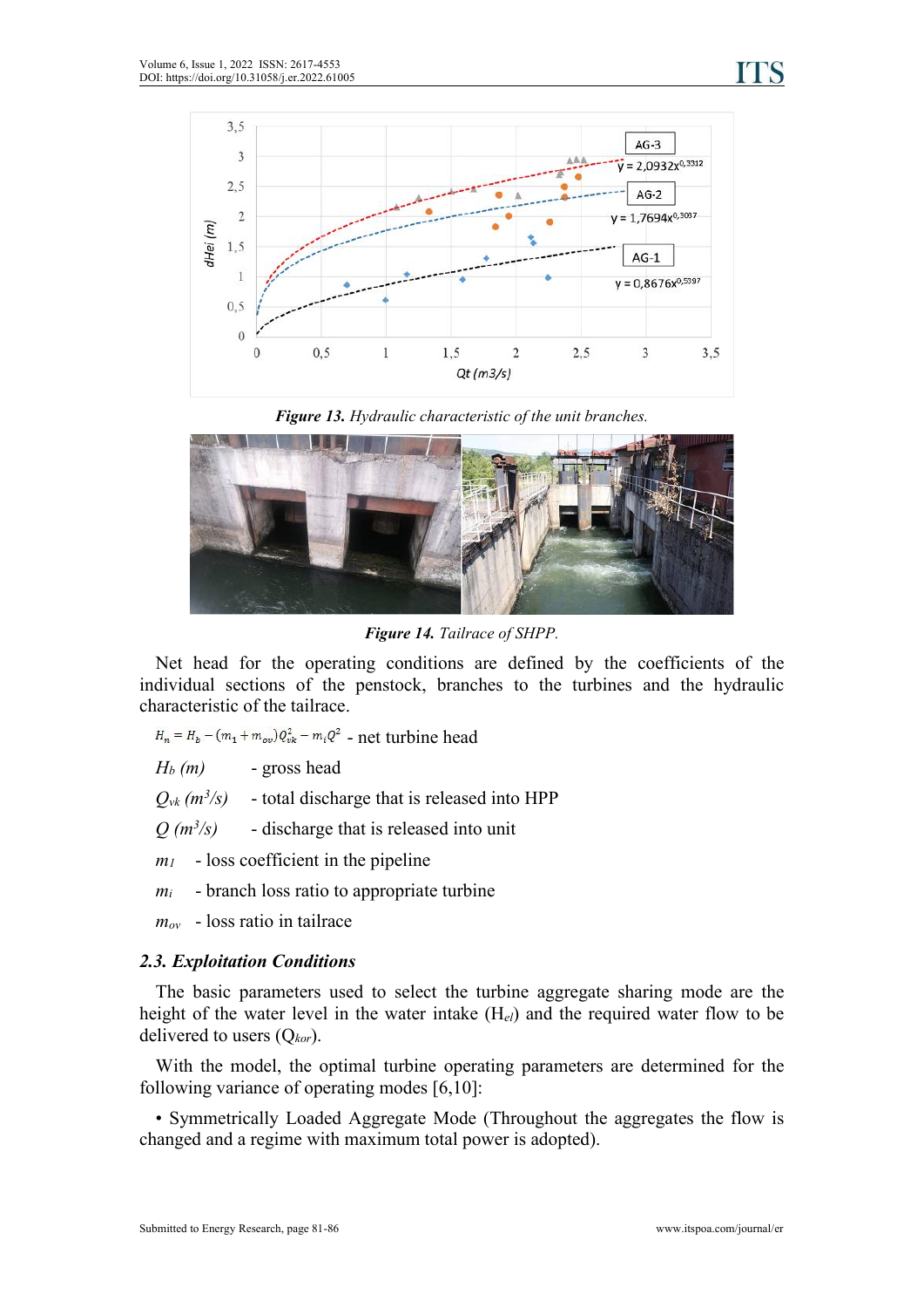3,5
3
2,5
2
1,5
1
0,5
0

dHei (m)

0 0,5 1 1,5 2 2,5 3 3,5

Qt (m3/s)

AG-3
y = 2,0932x$^{0,3312}$

AG-2
y = 1,7694x$^{0,3037}$

AG-1
y = 0,8676x$^{0,5397}$

***Figure 13.*** *Hydraulic characteristic of the unit branches.*

***Figure 14.*** *Tailrace of SHPP.*

Net head for the operating conditions are defined by the coefficients of the individual sections of the penstock, branches to the turbines and the hydraulic characteristic of the tailrace.

$H_n = H_b - (m_1 + m_{ov})Q_{vk}^2 - m_i Q^2$ - net turbine head

$H_b$ (m) - gross head

$Q_{vk}$ ($m^3/s$) - total discharge that is released into HPP

$Q$ ($m^3/s$) - discharge that is released into unit

$m_1$ - loss coefficient in the pipeline

$m_i$ - branch loss ratio to appropriate turbine

$m_{ov}$ - loss ratio in tailrace

### 2.3. Exploitation Conditions

The basic parameters used to select the turbine aggregate sharing mode are the height of the water level in the water intake ($H_{el}$) and the required water flow to be delivered to users ($Q_{kor}$).

With the model, the optimal turbine operating parameters are determined for the following variance of operating modes [6,10]:

• Symmetrically Loaded Aggregate Mode (Throughout the aggregates the flow is changed and a regime with maximum total power is adopted).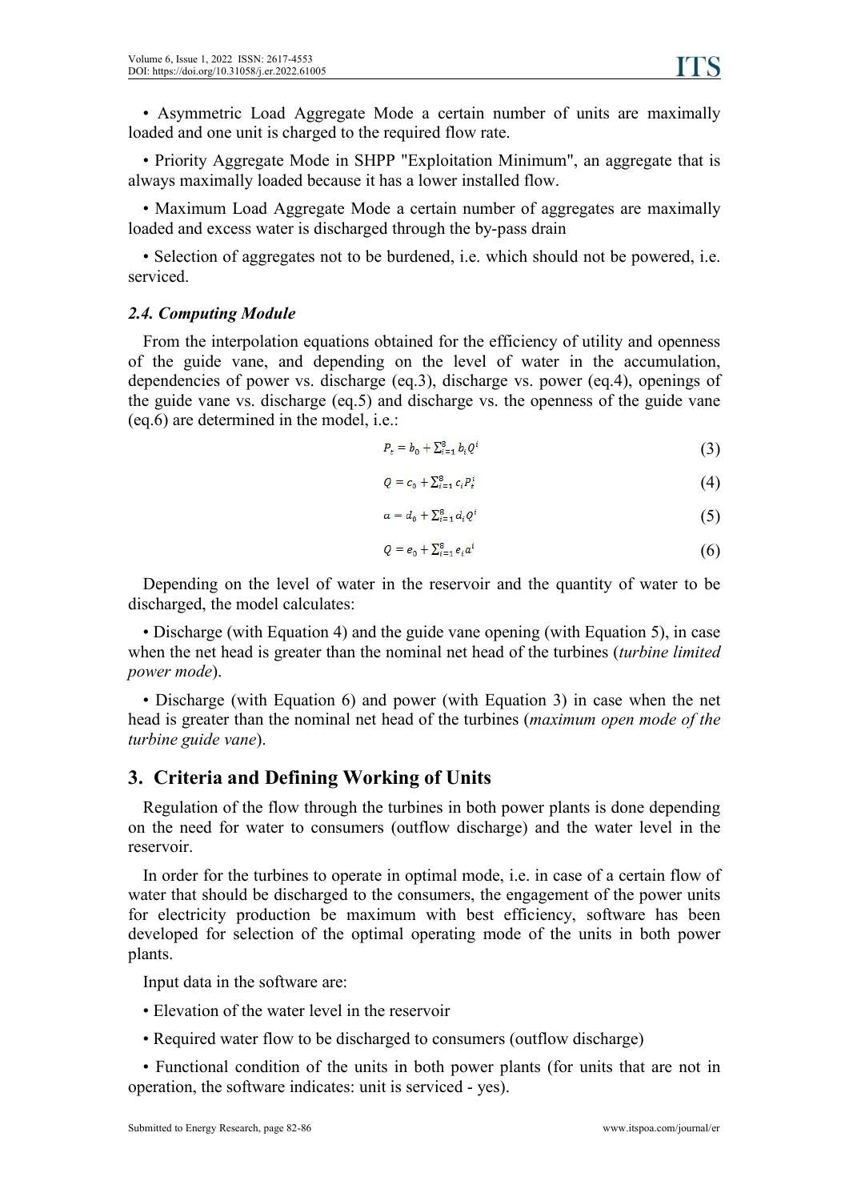• Asymmetric Load Aggregate Mode a certain number of units are maximally loaded and one unit is charged to the required flow rate.

• Priority Aggregate Mode in SHPP "Exploitation Minimum", an aggregate that is always maximally loaded because it has a lower installed flow.

• Maximum Load Aggregate Mode a certain number of aggregates are maximally loaded and excess water is discharged through the by-pass drain

• Selection of aggregates not to be burdened, i.e. which should not be powered, i.e. serviced.

### *2.4. Computing Module*

From the interpolation equations obtained for the efficiency of utility and openness of the guide vane, and depending on the level of water in the accumulation, dependencies of power vs. discharge (eq.3), discharge vs. power (eq.4), openings of the guide vane vs. discharge (eq.5) and discharge vs. the openness of the guide vane (eq.6) are determined in the model, i.e.:

$$P_t = b_0 + \sum_{i=1}^{8} b_i Q^i \tag{3}$$

$$Q = c_0 + \sum_{i=1}^{8} c_i P_t^i \tag{4}$$

$$a = d_0 + \sum_{i=1}^{8} d_i Q^i \tag{5}$$

$$Q = e_0 + \sum_{i=1}^{8} e_i a^i \tag{6}$$

Depending on the level of water in the reservoir and the quantity of water to be discharged, the model calculates:

• Discharge (with Equation 4) and the guide vane opening (with Equation 5), in case when the net head is greater than the nominal net head of the turbines (*turbine limited power mode*).

• Discharge (with Equation 6) and power (with Equation 3) in case when the net head is greater than the nominal net head of the turbines (*maximum open mode of the turbine guide vane*).

## 3. Criteria and Defining Working of Units

Regulation of the flow through the turbines in both power plants is done depending on the need for water to consumers (outflow discharge) and the water level in the reservoir.

In order for the turbines to operate in optimal mode, i.e. in case of a certain flow of water that should be discharged to the consumers, the engagement of the power units for electricity production be maximum with best efficiency, software has been developed for selection of the optimal operating mode of the units in both power plants.

Input data in the software are:

• Elevation of the water level in the reservoir

• Required water flow to be discharged to consumers (outflow discharge)

• Functional condition of the units in both power plants (for units that are not in operation, the software indicates: unit is serviced - yes).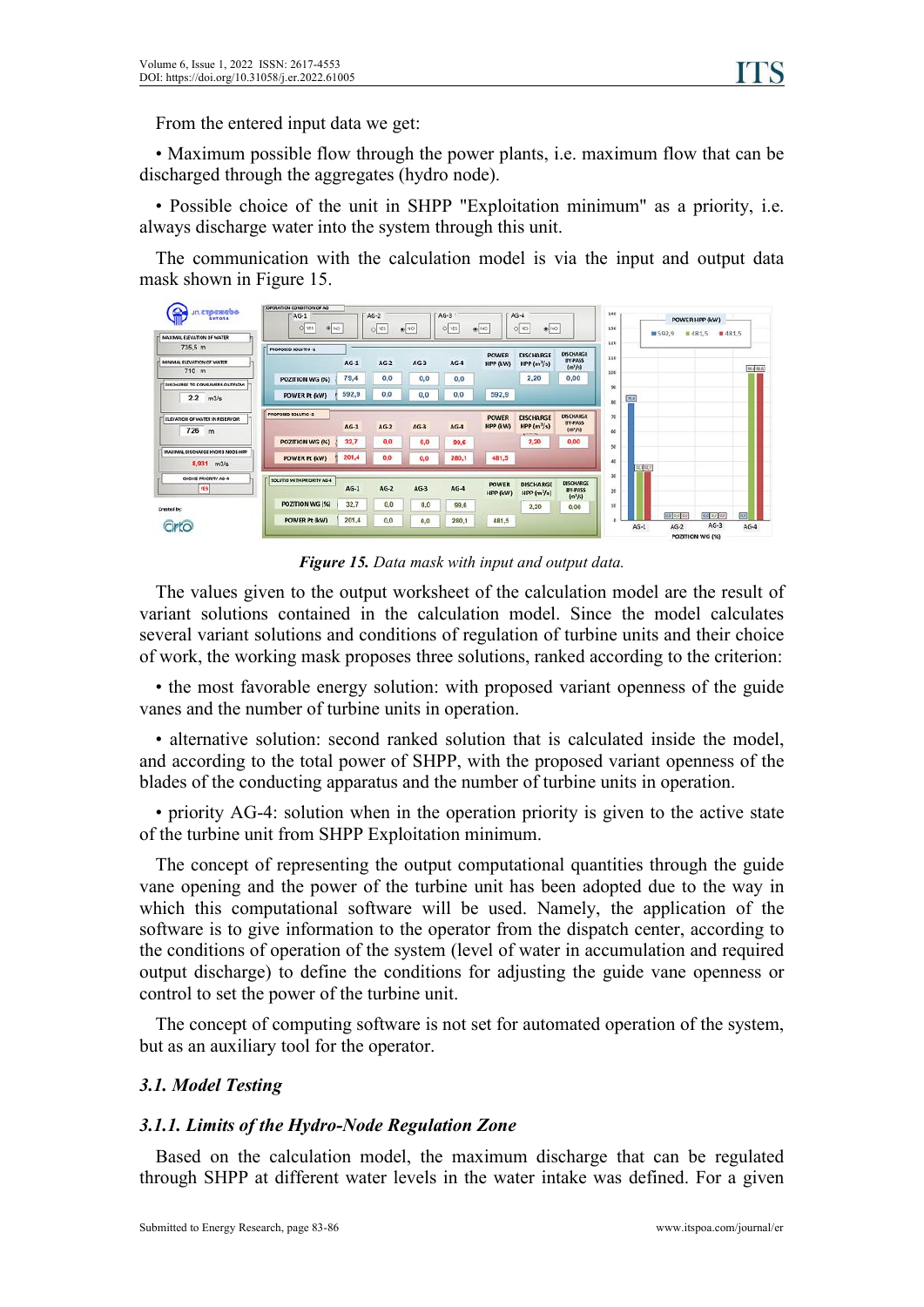From the entered input data we get:

• Maximum possible flow through the power plants, i.e. maximum flow that can be discharged through the aggregates (hydro node).

• Possible choice of the unit in SHPP "Exploitation minimum" as a priority, i.e. always discharge water into the system through this unit.

The communication with the calculation model is via the input and output data mask shown in Figure 15.

*Figure 15.* Data mask with input and output data.

The values given to the output worksheet of the calculation model are the result of variant solutions contained in the calculation model. Since the model calculates several variant solutions and conditions of regulation of turbine units and their choice of work, the working mask proposes three solutions, ranked according to the criterion:

• the most favorable energy solution: with proposed variant openness of the guide vanes and the number of turbine units in operation.

• alternative solution: second ranked solution that is calculated inside the model, and according to the total power of SHPP, with the proposed variant openness of the blades of the conducting apparatus and the number of turbine units in operation.

• priority AG-4: solution when in the operation priority is given to the active state of the turbine unit from SHPP Exploitation minimum.

The concept of representing the output computational quantities through the guide vane opening and the power of the turbine unit has been adopted due to the way in which this computational software will be used. Namely, the application of the software is to give information to the operator from the dispatch center, according to the conditions of operation of the system (level of water in accumulation and required output discharge) to define the conditions for adjusting the guide vane openness or control to set the power of the turbine unit.

The concept of computing software is not set for automated operation of the system, but as an auxiliary tool for the operator.

### 3.1. Model Testing

#### 3.1.1. Limits of the Hydro-Node Regulation Zone

Based on the calculation model, the maximum discharge that can be regulated through SHPP at different water levels in the water intake was defined. For a given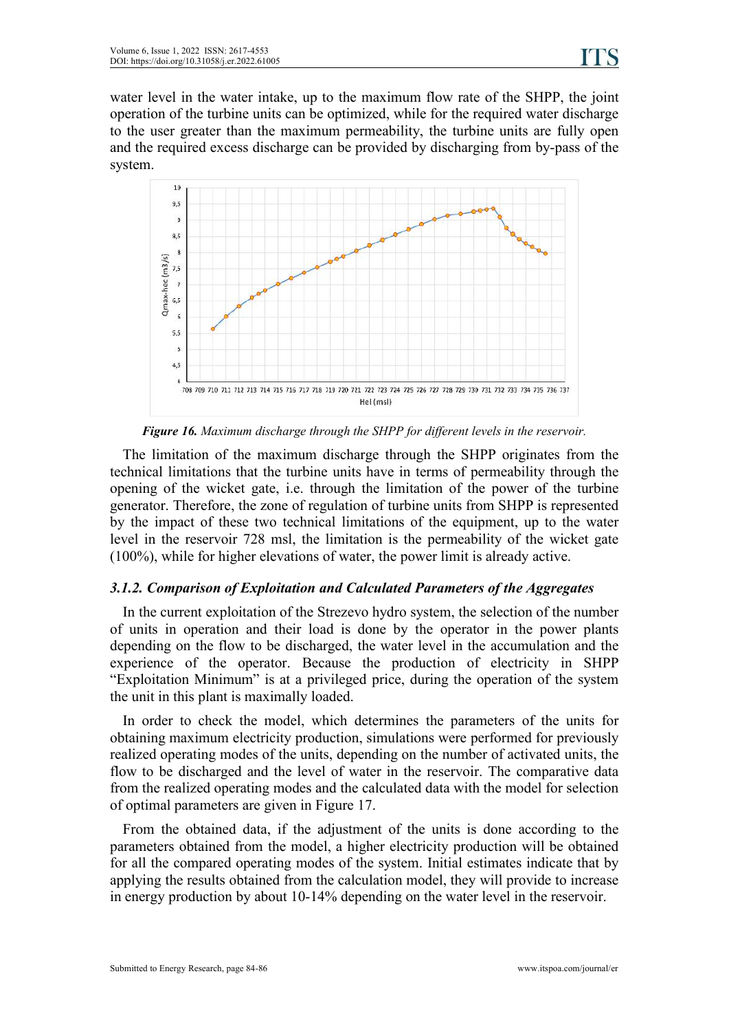water level in the water intake, up to the maximum flow rate of the SHPP, the joint operation of the turbine units can be optimized, while for the required water discharge to the user greater than the maximum permeability, the turbine units are fully open and the required excess discharge can be provided by discharging from by-pass of the system.

10
9,5
9
8,5
8
7,5
7
6,5
6
5,5
5
4,5
4

Qmax-hec (m3/s)

708 709 710 711 712 713 714 715 716 717 718 719 720 721 722 723 724 725 726 727 728 729 730 731 732 733 734 735 736 737

Hel (msl)

***Figure 16.*** *Maximum discharge through the SHPP for different levels in the reservoir.*

The limitation of the maximum discharge through the SHPP originates from the technical limitations that the turbine units have in terms of permeability through the opening of the wicket gate, i.e. through the limitation of the power of the turbine generator. Therefore, the zone of regulation of turbine units from SHPP is represented by the impact of these two technical limitations of the equipment, up to the water level in the reservoir 728 msl, the limitation is the permeability of the wicket gate (100%), while for higher elevations of water, the power limit is already active.

### *3.1.2. Comparison of Exploitation and Calculated Parameters of the Aggregates*

In the current exploitation of the Strezevo hydro system, the selection of the number of units in operation and their load is done by the operator in the power plants depending on the flow to be discharged, the water level in the accumulation and the experience of the operator. Because the production of electricity in SHPP "Exploitation Minimum" is at a privileged price, during the operation of the system the unit in this plant is maximally loaded.

In order to check the model, which determines the parameters of the units for obtaining maximum electricity production, simulations were performed for previously realized operating modes of the units, depending on the number of activated units, the flow to be discharged and the level of water in the reservoir. The comparative data from the realized operating modes and the calculated data with the model for selection of optimal parameters are given in Figure 17.

From the obtained data, if the adjustment of the units is done according to the parameters obtained from the model, a higher electricity production will be obtained for all the compared operating modes of the system. Initial estimates indicate that by applying the results obtained from the calculation model, they will provide to increase in energy production by about 10-14% depending on the water level in the reservoir.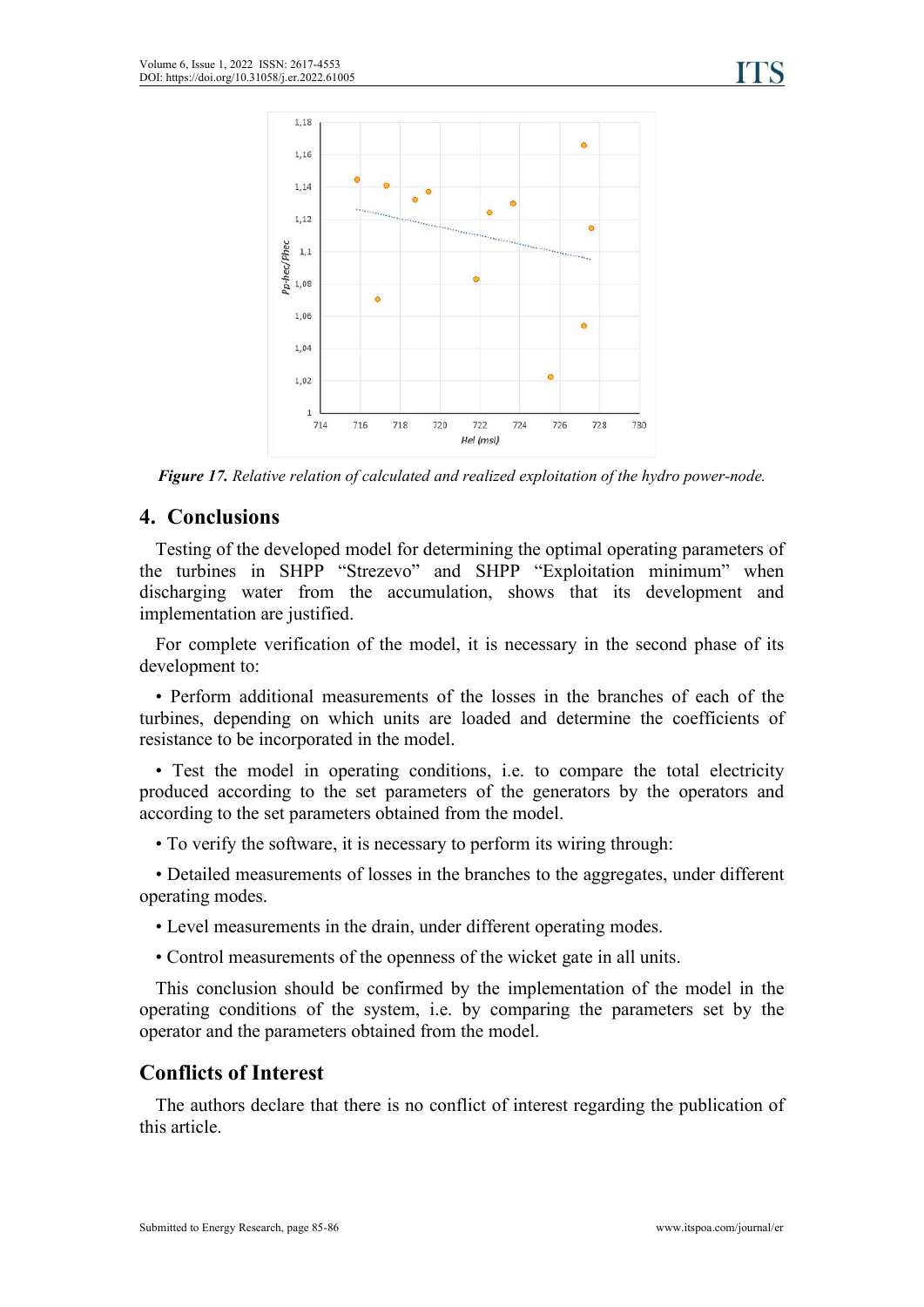1,18
1,16
1,14
1,12
1,1
1,08
1,06
1,04
1,02
1

Pp-hec/Phec

714 716 718 720 722 724 726 728 730

Hel (msl)

***Figure 17.*** *Relative relation of calculated and realized exploitation of the hydro power-node.*

## 4. Conclusions

Testing of the developed model for determining the optimal operating parameters of the turbines in SHPP "Strezevo" and SHPP "Exploitation minimum" when discharging water from the accumulation, shows that its development and implementation are justified.

For complete verification of the model, it is necessary in the second phase of its development to:

• Perform additional measurements of the losses in the branches of each of the turbines, depending on which units are loaded and determine the coefficients of resistance to be incorporated in the model.

• Test the model in operating conditions, i.e. to compare the total electricity produced according to the set parameters of the generators by the operators and according to the set parameters obtained from the model.

• To verify the software, it is necessary to perform its wiring through:

• Detailed measurements of losses in the branches to the aggregates, under different operating modes.

• Level measurements in the drain, under different operating modes.

• Control measurements of the openness of the wicket gate in all units.

This conclusion should be confirmed by the implementation of the model in the operating conditions of the system, i.e. by comparing the parameters set by the operator and the parameters obtained from the model.

## Conflicts of Interest

The authors declare that there is no conflict of interest regarding the publication of this article.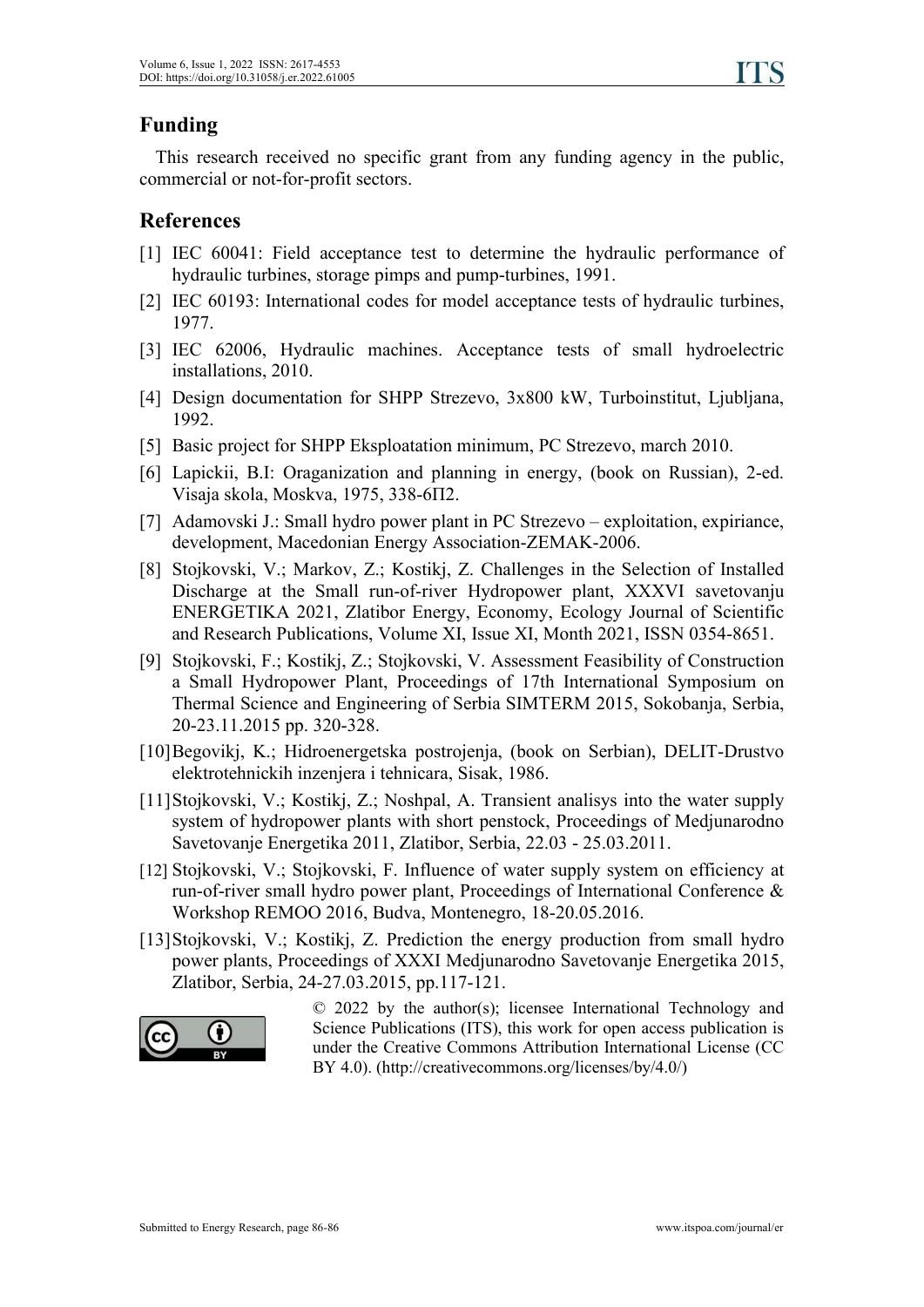## Funding

This research received no specific grant from any funding agency in the public, commercial or not-for-profit sectors.

## References

[1] IEC 60041: Field acceptance test to determine the hydraulic performance of hydraulic turbines, storage pimps and pump-turbines, 1991.

[2] IEC 60193: International codes for model acceptance tests of hydraulic turbines, 1977.

[3] IEC 62006, Hydraulic machines. Acceptance tests of small hydroelectric installations, 2010.

[4] Design documentation for SHPP Strezevo, 3x800 kW, Turboinstitut, Ljubljana, 1992.

[5] Basic project for SHPP Eksploatation minimum, PC Strezevo, march 2010.

[6] Lapickii, B.I: Oraganization and planning in energy, (book on Russian), 2-ed. Visaja skola, Moskva, 1975, 338-6П2.

[7] Adamovski J.: Small hydro power plant in PC Strezevo – exploitation, expiriance, development, Macedonian Energy Association-ZEMAK-2006.

[8] Stojkovski, V.; Markov, Z.; Kostikj, Z. Challenges in the Selection of Installed Discharge at the Small run-of-river Hydropower plant, XXXVI savetovanju ENERGETIKA 2021, Zlatibor Energy, Economy, Ecology Journal of Scientific and Research Publications, Volume XI, Issue XI, Month 2021, ISSN 0354-8651.

[9] Stojkovski, F.; Kostikj, Z.; Stojkovski, V. Assessment Feasibility of Construction a Small Hydropower Plant, Proceedings of 17th International Symposium on Thermal Science and Engineering of Serbia SIMTERM 2015, Sokobanja, Serbia, 20-23.11.2015 pp. 320-328.

[10] Begovikj, K.; Hidroenergetska postrojenja, (book on Serbian), DELIT-Drustvo elektrotehnickih inzenjera i tehnicara, Sisak, 1986.

[11] Stojkovski, V.; Kostikj, Z.; Noshpal, A. Transient analisys into the water supply system of hydropower plants with short penstock, Proceedings of Medjunarodno Savetovanje Energetika 2011, Zlatibor, Serbia, 22.03 - 25.03.2011.

[12] Stojkovski, V.; Stojkovski, F. Influence of water supply system on efficiency at run-of-river small hydro power plant, Proceedings of International Conference & Workshop REMOO 2016, Budva, Montenegro, 18-20.05.2016.

[13] Stojkovski, V.; Kostikj, Z. Prediction the energy production from small hydro power plants, Proceedings of XXXI Medjunarodno Savetovanje Energetika 2015, Zlatibor, Serbia, 24-27.03.2015, pp.117-121.

© 2022 by the author(s); licensee International Technology and Science Publications (ITS), this work for open access publication is under the Creative Commons Attribution International License (CC BY 4.0). (http://creativecommons.org/licenses/by/4.0/)